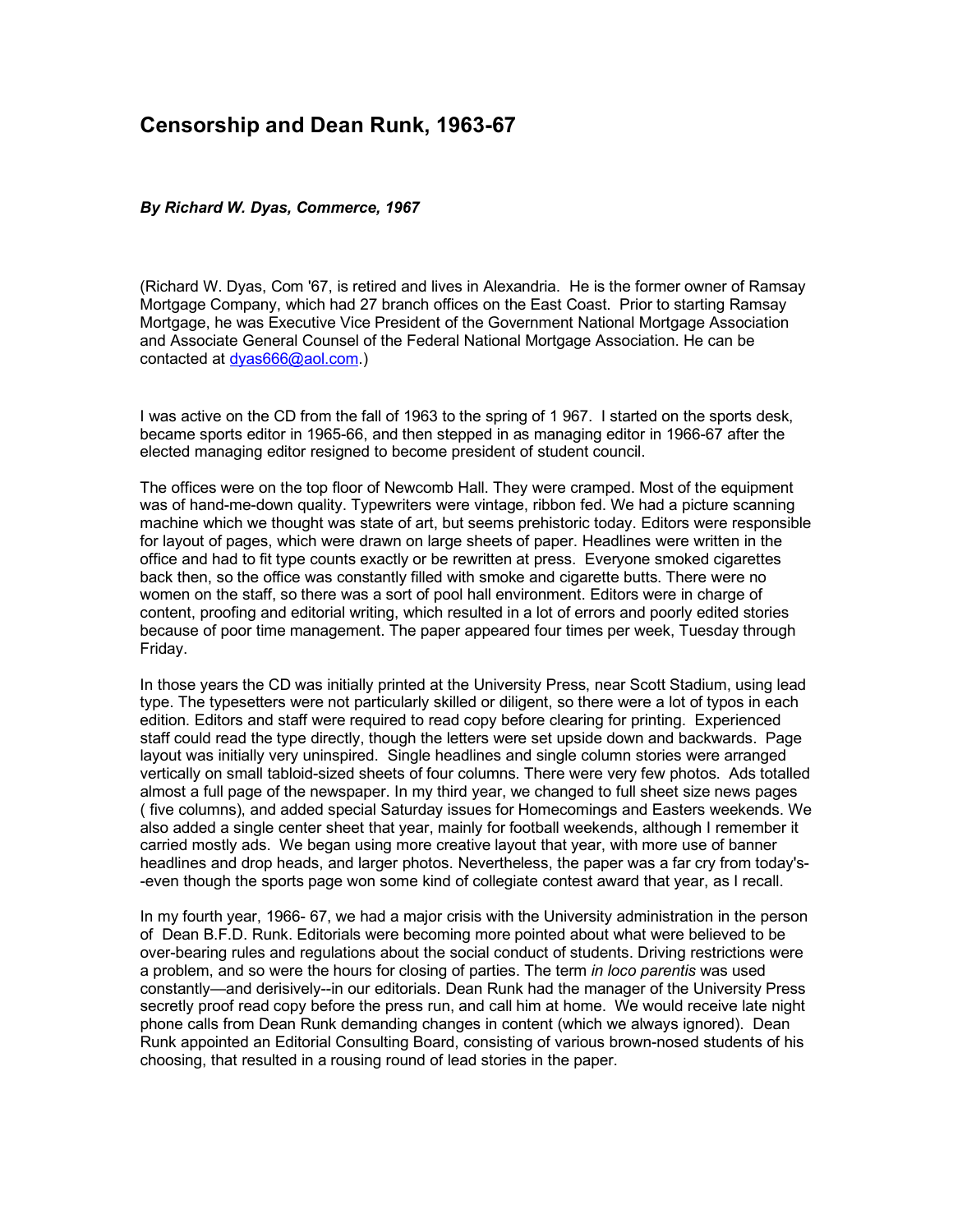# Censorship and Dean Runk, 1963-67

***By Richard W. Dyas, Commerce, 1967***

(Richard W. Dyas, Com '67, is retired and lives in Alexandria. He is the former owner of Ramsay Mortgage Company, which had 27 branch offices on the East Coast. Prior to starting Ramsay Mortgage, he was Executive Vice President of the Government National Mortgage Association and Associate General Counsel of the Federal National Mortgage Association. He can be contacted at dyas666@aol.com.)

I was active on the CD from the fall of 1963 to the spring of 1 967. I started on the sports desk, became sports editor in 1965-66, and then stepped in as managing editor in 1966-67 after the elected managing editor resigned to become president of student council.

The offices were on the top floor of Newcomb Hall. They were cramped. Most of the equipment was of hand-me-down quality. Typewriters were vintage, ribbon fed. We had a picture scanning machine which we thought was state of art, but seems prehistoric today. Editors were responsible for layout of pages, which were drawn on large sheets of paper. Headlines were written in the office and had to fit type counts exactly or be rewritten at press. Everyone smoked cigarettes back then, so the office was constantly filled with smoke and cigarette butts. There were no women on the staff, so there was a sort of pool hall environment. Editors were in charge of content, proofing and editorial writing, which resulted in a lot of errors and poorly edited stories because of poor time management. The paper appeared four times per week, Tuesday through Friday.

In those years the CD was initially printed at the University Press, near Scott Stadium, using lead type. The typesetters were not particularly skilled or diligent, so there were a lot of typos in each edition. Editors and staff were required to read copy before clearing for printing. Experienced staff could read the type directly, though the letters were set upside down and backwards. Page layout was initially very uninspired. Single headlines and single column stories were arranged vertically on small tabloid-sized sheets of four columns. There were very few photos. Ads totalled almost a full page of the newspaper. In my third year, we changed to full sheet size news pages ( five columns), and added special Saturday issues for Homecomings and Easters weekends. We also added a single center sheet that year, mainly for football weekends, although I remember it carried mostly ads. We began using more creative layout that year, with more use of banner headlines and drop heads, and larger photos. Nevertheless, the paper was a far cry from today's--even though the sports page won some kind of collegiate contest award that year, as I recall.

In my fourth year, 1966- 67, we had a major crisis with the University administration in the person of Dean B.F.D. Runk. Editorials were becoming more pointed about what were believed to be over-bearing rules and regulations about the social conduct of students. Driving restrictions were a problem, and so were the hours for closing of parties. The term *in loco parentis* was used constantly—and derisively--in our editorials. Dean Runk had the manager of the University Press secretly proof read copy before the press run, and call him at home. We would receive late night phone calls from Dean Runk demanding changes in content (which we always ignored). Dean Runk appointed an Editorial Consulting Board, consisting of various brown-nosed students of his choosing, that resulted in a rousing round of lead stories in the paper.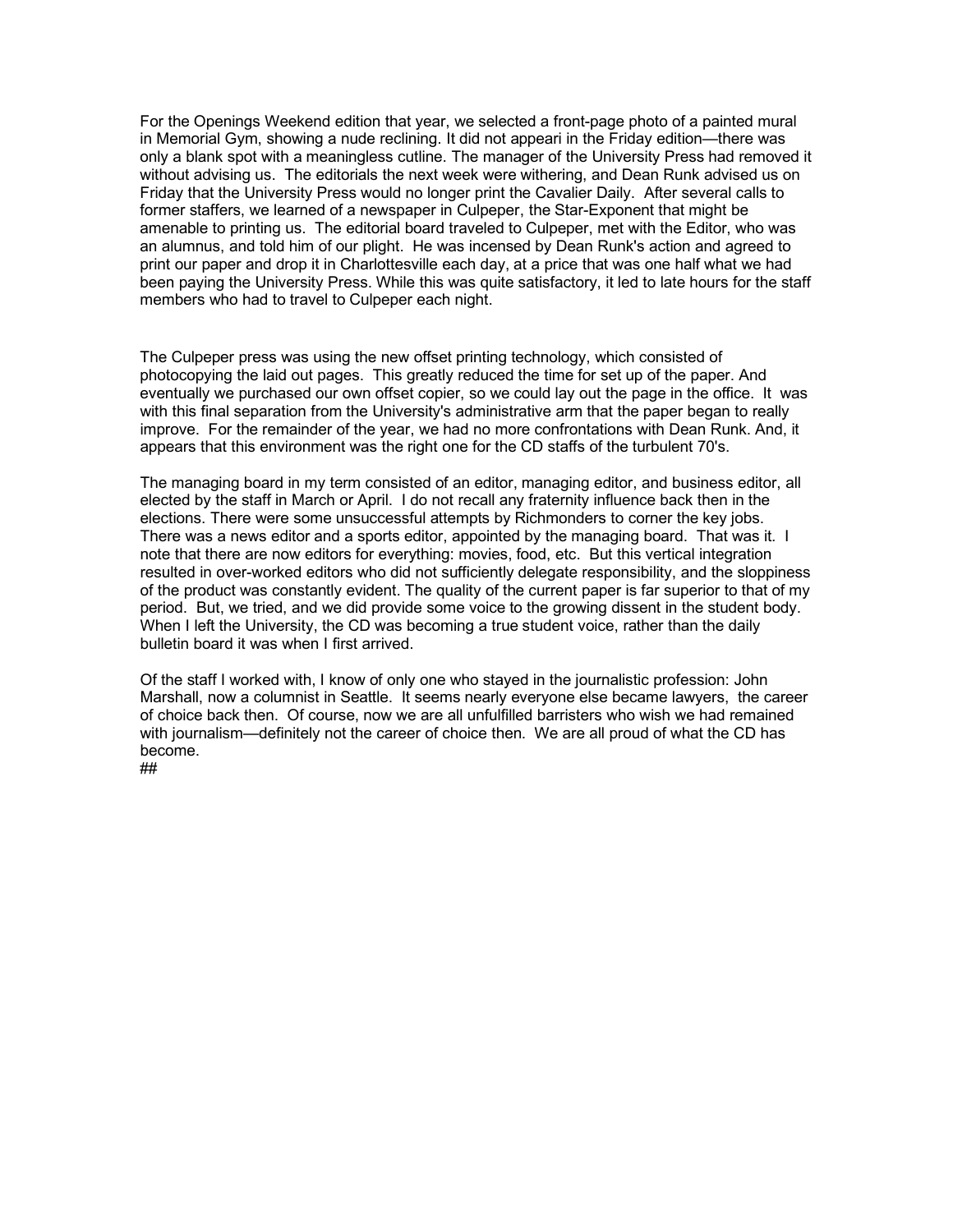For the Openings Weekend edition that year, we selected a front-page photo of a painted mural in Memorial Gym, showing a nude reclining. It did not appeari in the Friday edition—there was only a blank spot with a meaningless cutline. The manager of the University Press had removed it without advising us. The editorials the next week were withering, and Dean Runk advised us on Friday that the University Press would no longer print the Cavalier Daily. After several calls to former staffers, we learned of a newspaper in Culpeper, the Star-Exponent that might be amenable to printing us. The editorial board traveled to Culpeper, met with the Editor, who was an alumnus, and told him of our plight. He was incensed by Dean Runk's action and agreed to print our paper and drop it in Charlottesville each day, at a price that was one half what we had been paying the University Press. While this was quite satisfactory, it led to late hours for the staff members who had to travel to Culpeper each night.

The Culpeper press was using the new offset printing technology, which consisted of photocopying the laid out pages. This greatly reduced the time for set up of the paper. And eventually we purchased our own offset copier, so we could lay out the page in the office. It was with this final separation from the University's administrative arm that the paper began to really improve. For the remainder of the year, we had no more confrontations with Dean Runk. And, it appears that this environment was the right one for the CD staffs of the turbulent 70's.

The managing board in my term consisted of an editor, managing editor, and business editor, all elected by the staff in March or April. I do not recall any fraternity influence back then in the elections. There were some unsuccessful attempts by Richmonders to corner the key jobs. There was a news editor and a sports editor, appointed by the managing board. That was it. I note that there are now editors for everything: movies, food, etc. But this vertical integration resulted in over-worked editors who did not sufficiently delegate responsibility, and the sloppiness of the product was constantly evident. The quality of the current paper is far superior to that of my period. But, we tried, and we did provide some voice to the growing dissent in the student body. When I left the University, the CD was becoming a true student voice, rather than the daily bulletin board it was when I first arrived.

Of the staff I worked with, I know of only one who stayed in the journalistic profession: John Marshall, now a columnist in Seattle. It seems nearly everyone else became lawyers, the career of choice back then. Of course, now we are all unfulfilled barristers who wish we had remained with journalism—definitely not the career of choice then. We are all proud of what the CD has become.

##